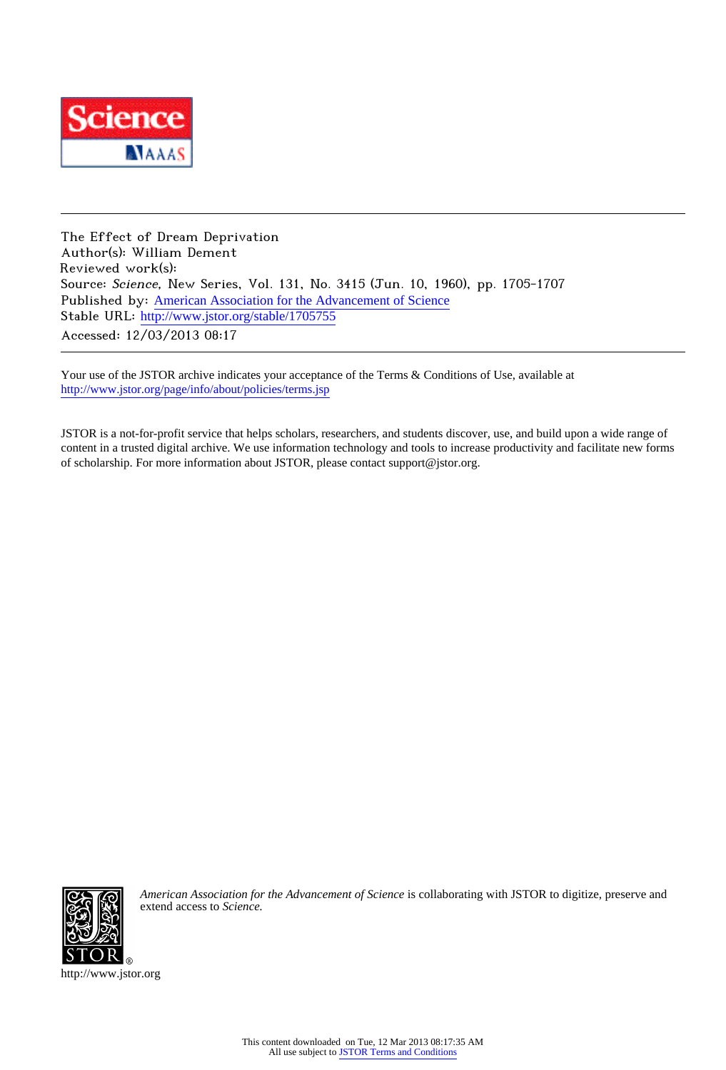The Effect of Dream Deprivation
Author(s): William Dement
Reviewed work(s):
Source: *Science*, New Series, Vol. 131, No. 3415 (Jun. 10, 1960), pp. 1705-1707
Published by: American Association for the Advancement of Science
Stable URL: http://www.jstor.org/stable/1705755
Accessed: 12/03/2013 08:17

Your use of the JSTOR archive indicates your acceptance of the Terms & Conditions of Use, available at
http://www.jstor.org/page/info/about/policies/terms.jsp

JSTOR is a not-for-profit service that helps scholars, researchers, and students discover, use, and build upon a wide range of content in a trusted digital archive. We use information technology and tools to increase productivity and facilitate new forms of scholarship. For more information about JSTOR, please contact support@jstor.org.

*American Association for the Advancement of Science* is collaborating with JSTOR to digitize, preserve and extend access to *Science.*

http://www.jstor.org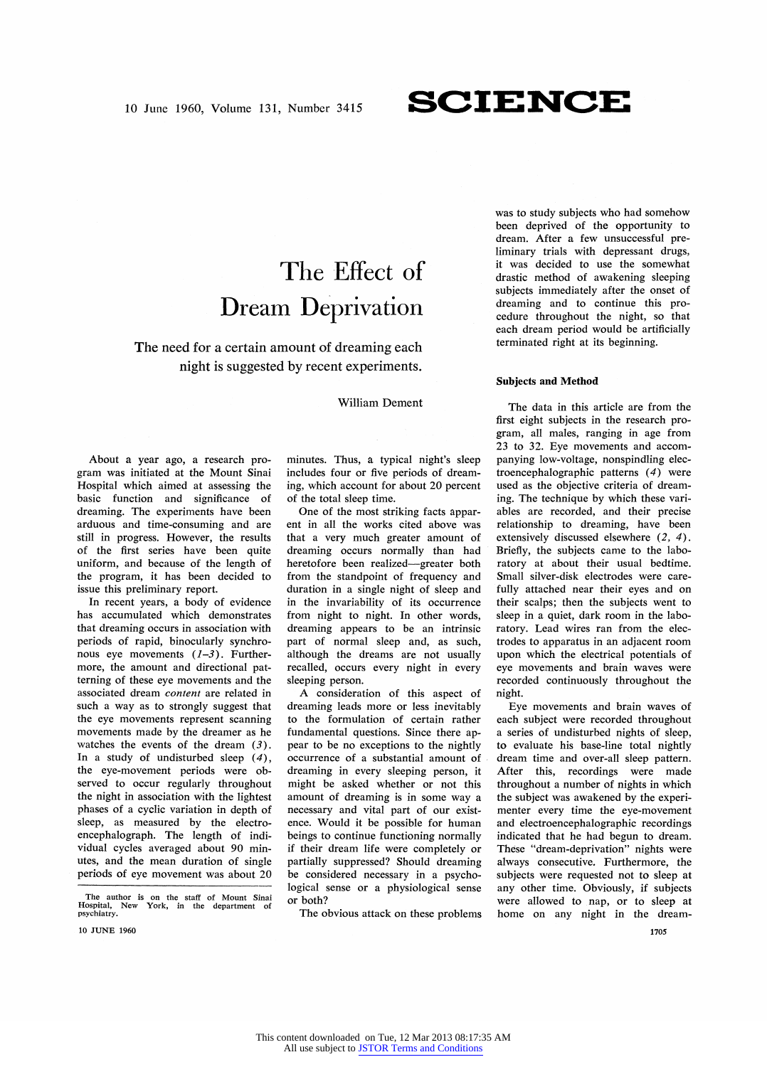# The Effect of Dream Deprivation

## The need for a certain amount of dreaming each night is suggested by recent experiments.

William Dement

About a year ago, a research program was initiated at the Mount Sinai Hospital which aimed at assessing the basic function and significance of dreaming. The experiments have been arduous and time-consuming and are still in progress. However, the results of the first series have been quite uniform, and because of the length of the program, it has been decided to issue this preliminary report.

In recent years, a body of evidence has accumulated which demonstrates that dreaming occurs in association with periods of rapid, binocularly synchronous eye movements (*1–3*). Furthermore, the amount and directional patterning of these eye movements and the associated dream *content* are related in such a way as to strongly suggest that the eye movements represent scanning movements made by the dreamer as he watches the events of the dream (*3*). In a study of undisturbed sleep (*4*), the eye-movement periods were observed to occur regularly throughout the night in association with the lightest phases of a cyclic variation in depth of sleep, as measured by the electroencephalograph. The length of individual cycles averaged about 90 minutes, and the mean duration of single periods of eye movement was about 20 minutes. Thus, a typical night's sleep includes four or five periods of dreaming, which account for about 20 percent of the total sleep time.

One of the most striking facts apparent in all the works cited above was that a very much greater amount of dreaming occurs normally than had heretofore been realized—greater both from the standpoint of frequency and duration in a single night of sleep and in the invariability of its occurrence from night to night. In other words, dreaming appears to be an intrinsic part of normal sleep and, as such, although the dreams are not usually recalled, occurs every night in every sleeping person.

A consideration of this aspect of dreaming leads more or less inevitably to the formulation of certain rather fundamental questions. Since there appear to be no exceptions to the nightly occurrence of a substantial amount of dreaming in every sleeping person, it might be asked whether or not this amount of dreaming is in some way a necessary and vital part of our existence. Would it be possible for human beings to continue functioning normally if their dream life were completely or partially suppressed? Should dreaming be considered necessary in a psychological sense or a physiological sense or both?

The obvious attack on these problems was to study subjects who had somehow been deprived of the opportunity to dream. After a few unsuccessful preliminary trials with depressant drugs, it was decided to use the somewhat drastic method of awakening sleeping subjects immediately after the onset of dreaming and to continue this procedure throughout the night, so that each dream period would be artificially terminated right at its beginning.

The author is on the staff of Mount Sinai Hospital, New York, in the department of psychiatry.

### Subjects and Method

The data in this article are from the first eight subjects in the research program, all males, ranging in age from 23 to 32. Eye movements and accompanying low-voltage, nonspindling electroencephalographic patterns (*4*) were used as the objective criteria of dreaming. The technique by which these variables are recorded, and their precise relationship to dreaming, have been extensively discussed elsewhere (*2, 4*). Briefly, the subjects came to the laboratory at about their usual bedtime. Small silver-disk electrodes were carefully attached near their eyes and on their scalps; then the subjects went to sleep in a quiet, dark room in the laboratory. Lead wires ran from the electrodes to apparatus in an adjacent room upon which the electrical potentials of eye movements and brain waves were recorded continuously throughout the night.

Eye movements and brain waves of each subject were recorded throughout a series of undisturbed nights of sleep, to evaluate his base-line total nightly dream time and over-all sleep pattern. After this, recordings were made throughout a number of nights in which the subject was awakened by the experimenter every time the eye-movement and electroencephalographic recordings indicated that he had begun to dream. These "dream-deprivation" nights were always consecutive. Furthermore, the subjects were requested not to sleep at any other time. Obviously, if subjects were allowed to nap, or to sleep at home on any night in the dream-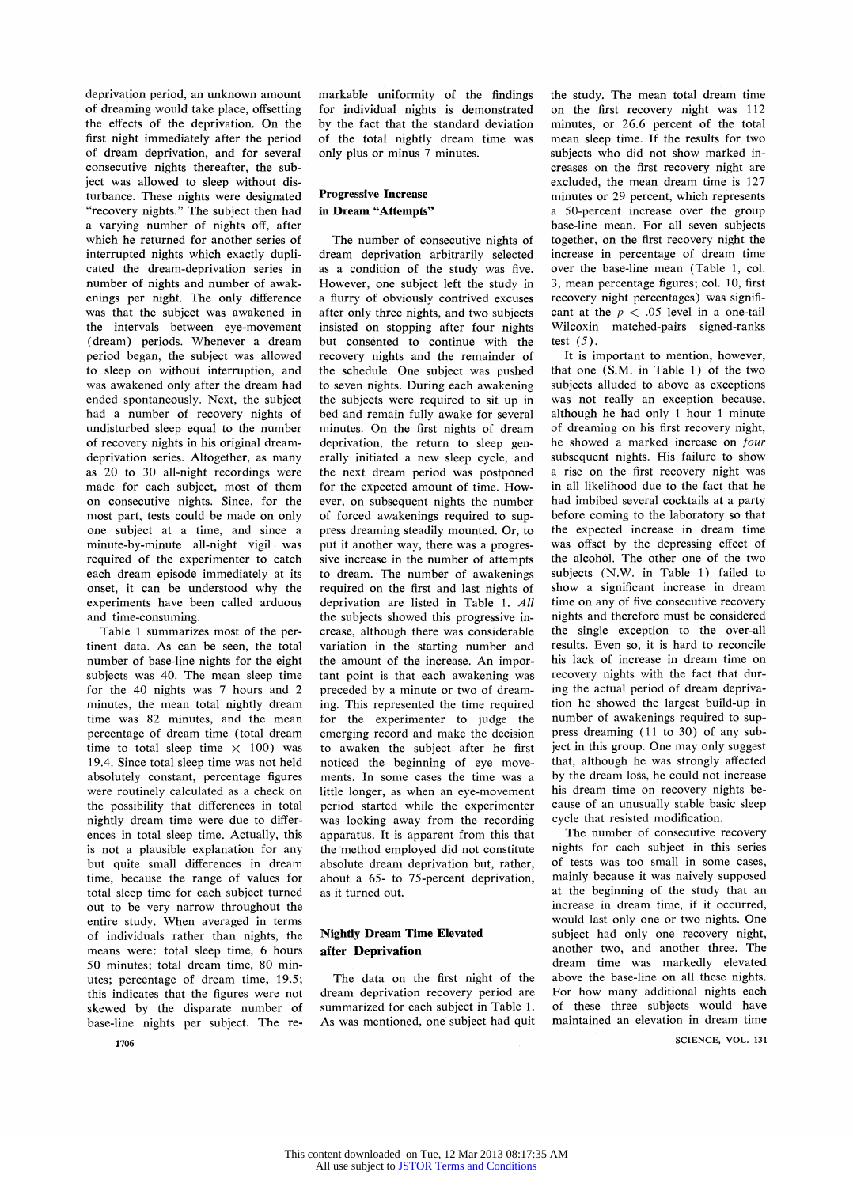deprivation period, an unknown amount of dreaming would take place, offsetting the effects of the deprivation. On the first night immediately after the period of dream deprivation, and for several consecutive nights thereafter, the subject was allowed to sleep without disturbance. These nights were designated "recovery nights." The subject then had a varying number of nights off, after which he returned for another series of interrupted nights which exactly duplicated the dream-deprivation series in number of nights and number of awakenings per night. The only difference was that the subject was awakened in the intervals between eye-movement (dream) periods. Whenever a dream period began, the subject was allowed to sleep on without interruption, and was awakened only after the dream had ended spontaneously. Next, the subject had a number of recovery nights of undisturbed sleep equal to the number of recovery nights in his original dream-deprivation series. Altogether, as many as 20 to 30 all-night recordings were made for each subject, most of them on consecutive nights. Since, for the most part, tests could be made on only one subject at a time, and since a minute-by-minute all-night vigil was required of the experimenter to catch each dream episode immediately at its onset, it can be understood why the experiments have been called arduous and time-consuming.

Table 1 summarizes most of the pertinent data. As can be seen, the total number of base-line nights for the eight subjects was 40. The mean sleep time for the 40 nights was 7 hours and 2 minutes, the mean total nightly dream time was 82 minutes, and the mean percentage of dream time (total dream time to total sleep time × 100) was 19.4. Since total sleep time was not held absolutely constant, percentage figures were routinely calculated as a check on the possibility that differences in total nightly dream time were due to differences in total sleep time. Actually, this is not a plausible explanation for any but quite small differences in dream time, because the range of values for total sleep time for each subject turned out to be very narrow throughout the entire study. When averaged in terms of individuals rather than nights, the means were: total sleep time, 6 hours 50 minutes; total dream time, 80 minutes; percentage of dream time, 19.5; this indicates that the figures were not skewed by the disparate number of base-line nights per subject. The remarkable uniformity of the findings for individual nights is demonstrated by the fact that the standard deviation of the total nightly dream time was only plus or minus 7 minutes.

## Progressive Increase in Dream "Attempts"

The number of consecutive nights of dream deprivation arbitrarily selected as a condition of the study was five. However, one subject left the study in a flurry of obviously contrived excuses after only three nights, and two subjects insisted on stopping after four nights but consented to continue with the recovery nights and the remainder of the schedule. One subject was pushed to seven nights. During each awakening the subjects were required to sit up in bed and remain fully awake for several minutes. On the first nights of dream deprivation, the return to sleep generally initiated a new sleep cycle, and the next dream period was postponed for the expected amount of time. However, on subsequent nights the number of forced awakenings required to suppress dreaming steadily mounted. Or, to put it another way, there was a progressive increase in the number of attempts to dream. The number of awakenings required on the first and last nights of deprivation are listed in Table 1. *All* the subjects showed this progressive increase, although there was considerable variation in the starting number and the amount of the increase. An important point is that each awakening was preceded by a minute or two of dreaming. This represented the time required for the experimenter to judge the emerging record and make the decision to awaken the subject after he first noticed the beginning of eye movements. In some cases the time was a little longer, as when an eye-movement period started while the experimenter was looking away from the recording apparatus. It is apparent from this that the method employed did not constitute absolute dream deprivation but, rather, about a 65- to 75-percent deprivation, as it turned out.

## Nightly Dream Time Elevated after Deprivation

The data on the first night of the dream deprivation recovery period are summarized for each subject in Table 1. As was mentioned, one subject had quit the study. The mean total dream time on the first recovery night was 112 minutes, or 26.6 percent of the total mean sleep time. If the results for two subjects who did not show marked increases on the first recovery night are excluded, the mean dream time is 127 minutes or 29 percent, which represents a 50-percent increase over the group base-line mean. For all seven subjects together, on the first recovery night the increase in percentage of dream time over the base-line mean (Table 1, col. 3, mean percentage figures; col. 10, first recovery night percentages) was significant at the $p < .05$ level in a one-tail Wilcoxin matched-pairs signed-ranks test (5).

It is important to mention, however, that one (S.M. in Table 1) of the two subjects alluded to above as exceptions was not really an exception because, although he had only 1 hour 1 minute of dreaming on his first recovery night, he showed a marked increase on *four* subsequent nights. His failure to show a rise on the first recovery night was in all likelihood due to the fact that he had imbibed several cocktails at a party before coming to the laboratory so that the expected increase in dream time was offset by the depressing effect of the alcohol. The other one of the two subjects (N.W. in Table 1) failed to show a significant increase in dream time on any of five consecutive recovery nights and therefore must be considered the single exception to the over-all results. Even so, it is hard to reconcile his lack of increase in dream time on recovery nights with the fact that during the actual period of dream deprivation he showed the largest build-up in number of awakenings required to suppress dreaming (11 to 30) of any subject in this group. One may only suggest that, although he was strongly affected by the dream loss, he could not increase his dream time on recovery nights because of an unusually stable basic sleep cycle that resisted modification.

The number of consecutive recovery nights for each subject in this series of tests was too small in some cases, mainly because it was naively supposed at the beginning of the study that an increase in dream time, if it occurred, would last only one or two nights. One subject had only one recovery night, another two, and another three. The dream time was markedly elevated above the base-line on all these nights. For how many additional nights each of these three subjects would have maintained an elevation in dream time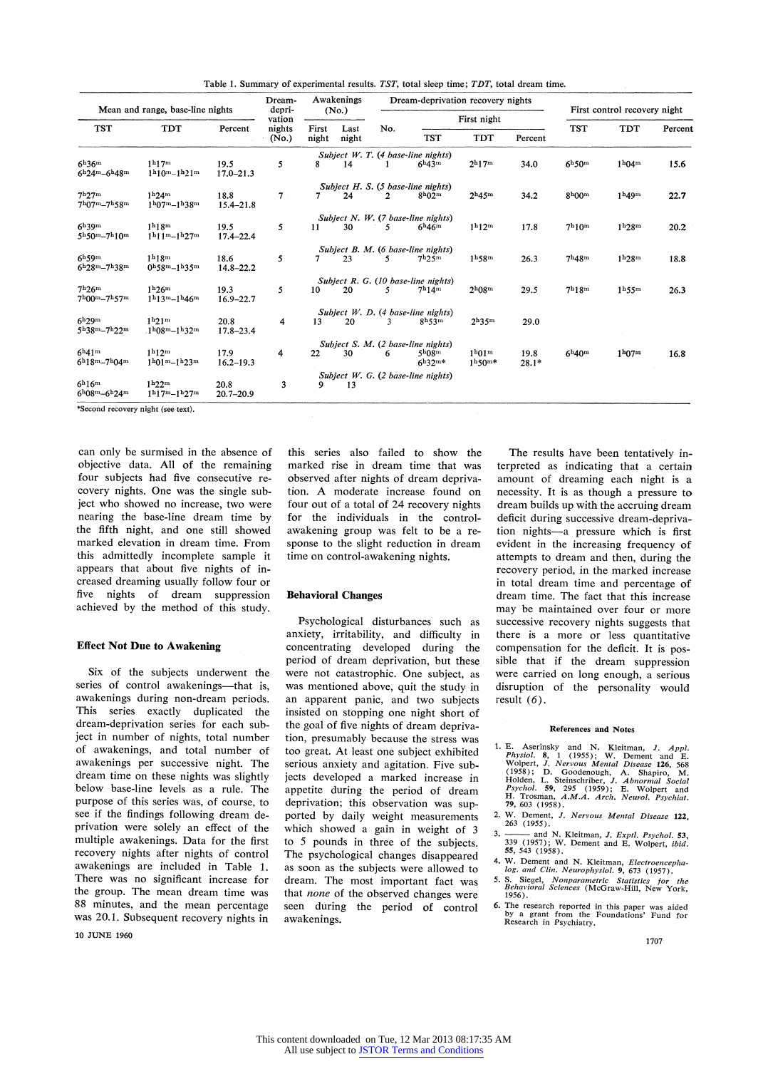Table 1. Summary of experimental results. *TST*, total sleep time; *TDT*, total dream time.

| Mean and range, base-line nights | | | Dream-deprivation nights (No.) | Awakenings (No.) | | Dream-deprivation recovery nights | | | | First control recovery night | | |
|---|---|---|---|---|---|---|---|---|---|---|---|---|
| | | | | | | | First night | | | | | |
| TST | TDT | Percent | | First night | Last night | No. | TST | TDT | Percent | TST | TDT | Percent |
| *Subject W. T. (4 base-line nights)* | | | | | | | | | | | | |
| 6h36m | 1h17m | 19.5 | 5 | 8 | 14 | 1 | 6h43m | 2h17m | 34.0 | 6h50m | 1h04m | 15.6 |
| 6h24m–6h48m | 1h10m–1h21m | 17.0–21.3 | | | | | | | | | | |
| *Subject H. S. (5 base-line nights)* | | | | | | | | | | | | |
| 7h27m | 1h24m | 18.8 | 7 | 7 | 24 | 2 | 8h02m | 2h45m | 34.2 | 8h00m | 1h49m | 22.7 |
| 7h07m–7h58m | 1h07m–1h38m | 15.4–21.8 | | | | | | | | | | |
| *Subject N. W. (7 base-line nights)* | | | | | | | | | | | | |
| 6h39m | 1h18m | 19.5 | 5 | 11 | 30 | 5 | 6h46m | 1h12m | 17.8 | 7h10m | 1h28m | 20.2 |
| 5h50m–7h10m | 1h11m–1h27m | 17.4–22.4 | | | | | | | | | | |
| *Subject B. M. (6 base-line nights)* | | | | | | | | | | | | |
| 6h59m | 1h18m | 18.6 | 5 | 7 | 23 | 5 | 7h25m | 1h58m | 26.3 | 7h48m | 1h28m | 18.8 |
| 6h28m–7h38m | 0h58m–1h35m | 14.8–22.2 | | | | | | | | | | |
| *Subject R. G. (10 base-line nights)* | | | | | | | | | | | | |
| 7h26m | 1h26m | 19.3 | 5 | 10 | 20 | 5 | 7h14m | 2h08m | 29.5 | 7h18m | 1h55m | 26.3 |
| 7h00m–7h57m | 1h13m–1h46m | 16.9–22.7 | | | | | | | | | | |
| *Subject W. D. (4 base-line nights)* | | | | | | | | | | | | |
| 6h29m | 1h21m | 20.8 | 4 | 13 | 20 | 3 | 8h53m | 2h35m | 29.0 | | | |
| 5h38m–7h22m | 1h08m–1h32m | 17.8–23.4 | | | | | | | | | | |
| *Subject S. M. (2 base-line nights)* | | | | | | | | | | | | |
| 6h41m | 1h12m | 17.9 | 4 | 22 | 30 | 6 | 5h08m | 1h01m | 19.8 | 6h40m | 1h07m | 16.8 |
| 6h18m–7h04m | 1h01m–1h23m | 16.2–19.3 | | | | | 6h32m* | 1h50m* | 28.1* | | | |
| *Subject W. G. (2 base-line nights)* | | | | | | | | | | | | |
| 6h16m | 1h22m | 20.8 | 3 | 9 | 13 | | | | | | | |
| 6h08m–6h24m | 1h17m–1h27m | 20.7–20.9 | | | | | | | | | | |

*Second recovery night (see text).

can only be surmised in the absence of objective data. All of the remaining four subjects had five consecutive recovery nights. One was the single subject who showed no increase, two were nearing the base-line dream time by the fifth night, and one still showed marked elevation in dream time. From this admittedly incomplete sample it appears that about five nights of increased dreaming usually follow four or five nights of dream suppression achieved by the method of this study.

### Effect Not Due to Awakening

Six of the subjects underwent the series of control awakenings—that is, awakenings during non-dream periods. This series exactly duplicated the dream-deprivation series for each subject in number of nights, total number of awakenings, and total number of awakenings per successive night. The dream time on these nights was slightly below base-line levels as a rule. The purpose of this series was, of course, to see if the findings following dream deprivation were solely an effect of the multiple awakenings. Data for the first recovery nights after nights of control awakenings are included in Table 1. There was no significant increase for the group. The mean dream time was 88 minutes, and the mean percentage was 20.1. Subsequent recovery nights in this series also failed to show the marked rise in dream time that was observed after nights of dream deprivation. A moderate increase found on four out of a total of 24 recovery nights for the individuals in the control-awakening group was felt to be a response to the slight reduction in dream time on control-awakening nights.

### Behavioral Changes

Psychological disturbances such as anxiety, irritability, and difficulty in concentrating developed during the period of dream deprivation, but these were not catastrophic. One subject, as was mentioned above, quit the study in an apparent panic, and two subjects insisted on stopping one night short of the goal of five nights of dream deprivation, presumably because the stress was too great. At least one subject exhibited serious anxiety and agitation. Five subjects developed a marked increase in appetite during the period of dream deprivation; this observation was supported by daily weight measurements which showed a gain in weight of 3 to 5 pounds in three of the subjects. The psychological changes disappeared as soon as the subjects were allowed to dream. The most important fact was that *none* of the observed changes were seen during the period of control awakenings.

The results have been tentatively interpreted as indicating that a certain amount of dreaming each night is a necessity. It is as though a pressure to dream builds up with the accruing dream deficit during successive dream-deprivation nights—a pressure which is first evident in the increasing frequency of attempts to dream and then, during the recovery period, in the marked increase in total dream time and percentage of dream time. The fact that this increase may be maintained over four or more successive recovery nights suggests that there is a more or less quantitative compensation for the deficit. It is possible that if the dream suppression were carried on long enough, a serious disruption of the personality would result (6).

#### References and Notes

1. E. Aserinsky and N. Kleitman, *J. Appl. Physiol.* **8**, 1 (1955); W. Dement and E. Wolpert, *J. Nervous Mental Disease* **126**, 568 (1958); D. Goodenough, A. Shapiro, M. Holden, L. Steinschriber, *J. Abnormal Social Psychol.* **59**, 295 (1959); E. Wolpert and H. Trosman, *A.M.A. Arch. Neurol. Psychiat.* **79**, 603 (1958).
2. W. Dement, *J. Nervous Mental Disease* **122**, 263 (1955).
3. ——— and N. Kleitman, *J. Exptl. Psychol.* **53**, 339 (1957); W. Dement and E. Wolpert, *ibid.* **55**, 543 (1958).
4. W. Dement and N. Kleitman, *Electroencephalog. and Clin. Neurophysiol.* **9**, 673 (1957).
5. S. Siegel, *Nonparametric Statistics for the Behavioral Sciences* (McGraw-Hill, New York, 1956).
6. The research reported in this paper was aided by a grant from the Foundations' Fund for Research in Psychiatry.